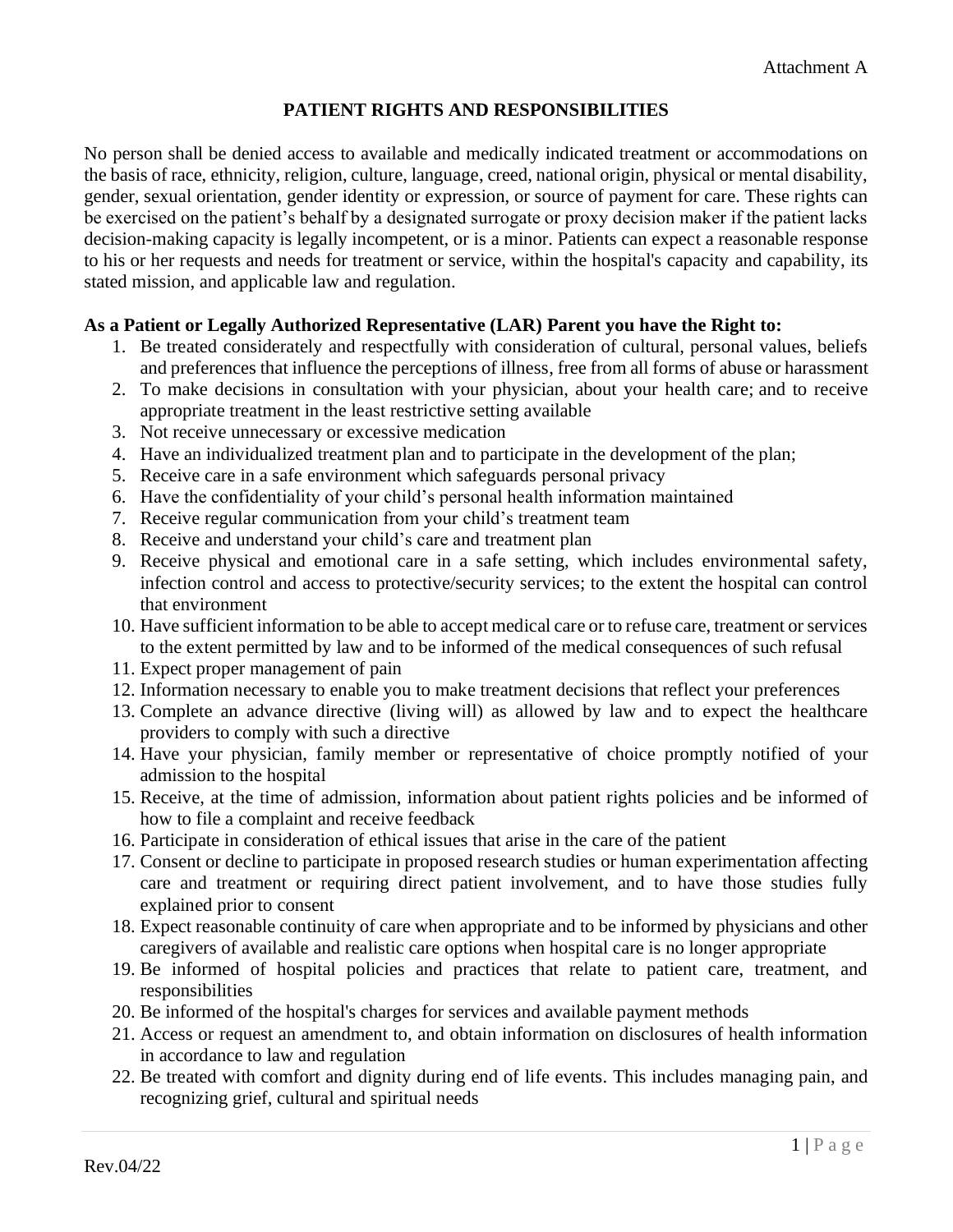Attachment A

# PATIENT RIGHTS AND RESPONSIBILITIES

No person shall be denied access to available and medically indicated treatment or accommodations on the basis of race, ethnicity, religion, culture, language, creed, national origin, physical or mental disability, gender, sexual orientation, gender identity or expression, or source of payment for care. These rights can be exercised on the patient's behalf by a designated surrogate or proxy decision maker if the patient lacks decision-making capacity is legally incompetent, or is a minor. Patients can expect a reasonable response to his or her requests and needs for treatment or service, within the hospital's capacity and capability, its stated mission, and applicable law and regulation.

**As a Patient or Legally Authorized Representative (LAR) Parent you have the Right to:**

1. Be treated considerately and respectfully with consideration of cultural, personal values, beliefs and preferences that influence the perceptions of illness, free from all forms of abuse or harassment
2. To make decisions in consultation with your physician, about your health care; and to receive appropriate treatment in the least restrictive setting available
3. Not receive unnecessary or excessive medication
4. Have an individualized treatment plan and to participate in the development of the plan;
5. Receive care in a safe environment which safeguards personal privacy
6. Have the confidentiality of your child's personal health information maintained
7. Receive regular communication from your child's treatment team
8. Receive and understand your child's care and treatment plan
9. Receive physical and emotional care in a safe setting, which includes environmental safety, infection control and access to protective/security services; to the extent the hospital can control that environment
10. Have sufficient information to be able to accept medical care or to refuse care, treatment or services to the extent permitted by law and to be informed of the medical consequences of such refusal
11. Expect proper management of pain
12. Information necessary to enable you to make treatment decisions that reflect your preferences
13. Complete an advance directive (living will) as allowed by law and to expect the healthcare providers to comply with such a directive
14. Have your physician, family member or representative of choice promptly notified of your admission to the hospital
15. Receive, at the time of admission, information about patient rights policies and be informed of how to file a complaint and receive feedback
16. Participate in consideration of ethical issues that arise in the care of the patient
17. Consent or decline to participate in proposed research studies or human experimentation affecting care and treatment or requiring direct patient involvement, and to have those studies fully explained prior to consent
18. Expect reasonable continuity of care when appropriate and to be informed by physicians and other caregivers of available and realistic care options when hospital care is no longer appropriate
19. Be informed of hospital policies and practices that relate to patient care, treatment, and responsibilities
20. Be informed of the hospital's charges for services and available payment methods
21. Access or request an amendment to, and obtain information on disclosures of health information in accordance to law and regulation
22. Be treated with comfort and dignity during end of life events. This includes managing pain, and recognizing grief, cultural and spiritual needs

Rev.04/22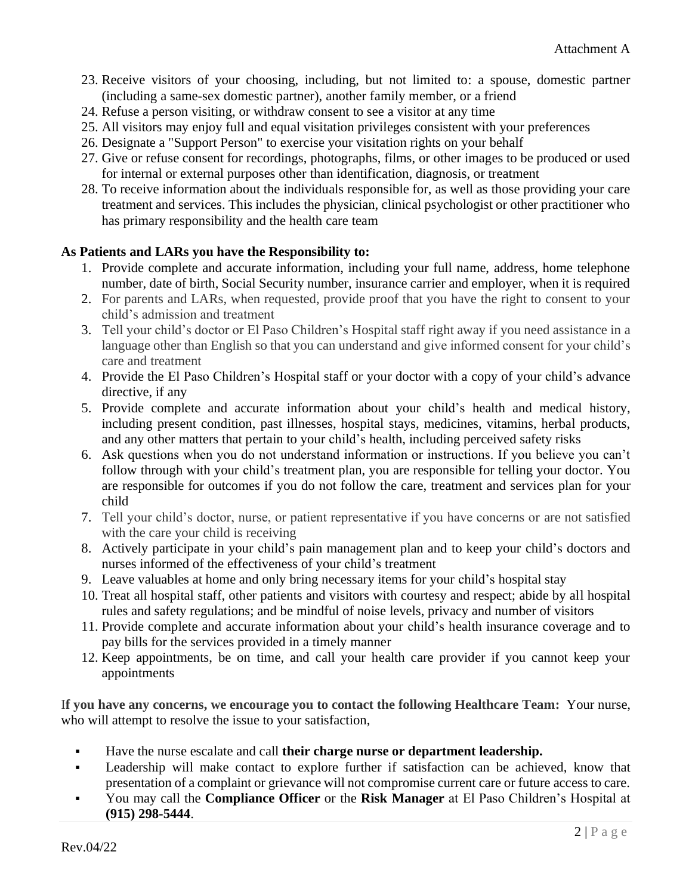23. Receive visitors of your choosing, including, but not limited to: a spouse, domestic partner (including a same-sex domestic partner), another family member, or a friend
24. Refuse a person visiting, or withdraw consent to see a visitor at any time
25. All visitors may enjoy full and equal visitation privileges consistent with your preferences
26. Designate a "Support Person" to exercise your visitation rights on your behalf
27. Give or refuse consent for recordings, photographs, films, or other images to be produced or used for internal or external purposes other than identification, diagnosis, or treatment
28. To receive information about the individuals responsible for, as well as those providing your care treatment and services. This includes the physician, clinical psychologist or other practitioner who has primary responsibility and the health care team

**As Patients and LARs you have the Responsibility to:**

1. Provide complete and accurate information, including your full name, address, home telephone number, date of birth, Social Security number, insurance carrier and employer, when it is required
2. For parents and LARs, when requested, provide proof that you have the right to consent to your child's admission and treatment
3. Tell your child's doctor or El Paso Children's Hospital staff right away if you need assistance in a language other than English so that you can understand and give informed consent for your child's care and treatment
4. Provide the El Paso Children's Hospital staff or your doctor with a copy of your child's advance directive, if any
5. Provide complete and accurate information about your child's health and medical history, including present condition, past illnesses, hospital stays, medicines, vitamins, herbal products, and any other matters that pertain to your child's health, including perceived safety risks
6. Ask questions when you do not understand information or instructions. If you believe you can't follow through with your child's treatment plan, you are responsible for telling your doctor. You are responsible for outcomes if you do not follow the care, treatment and services plan for your child
7. Tell your child's doctor, nurse, or patient representative if you have concerns or are not satisfied with the care your child is receiving
8. Actively participate in your child's pain management plan and to keep your child's doctors and nurses informed of the effectiveness of your child's treatment
9. Leave valuables at home and only bring necessary items for your child's hospital stay
10. Treat all hospital staff, other patients and visitors with courtesy and respect; abide by all hospital rules and safety regulations; and be mindful of noise levels, privacy and number of visitors
11. Provide complete and accurate information about your child's health insurance coverage and to pay bills for the services provided in a timely manner
12. Keep appointments, be on time, and call your health care provider if you cannot keep your appointments

I**f you have any concerns, we encourage you to contact the following Healthcare Team:** Your nurse, who will attempt to resolve the issue to your satisfaction,

- Have the nurse escalate and call **their charge nurse or department leadership.**
- Leadership will make contact to explore further if satisfaction can be achieved, know that presentation of a complaint or grievance will not compromise current care or future access to care.
- You may call the **Compliance Officer** or the **Risk Manager** at El Paso Children's Hospital at **(915) 298-5444**.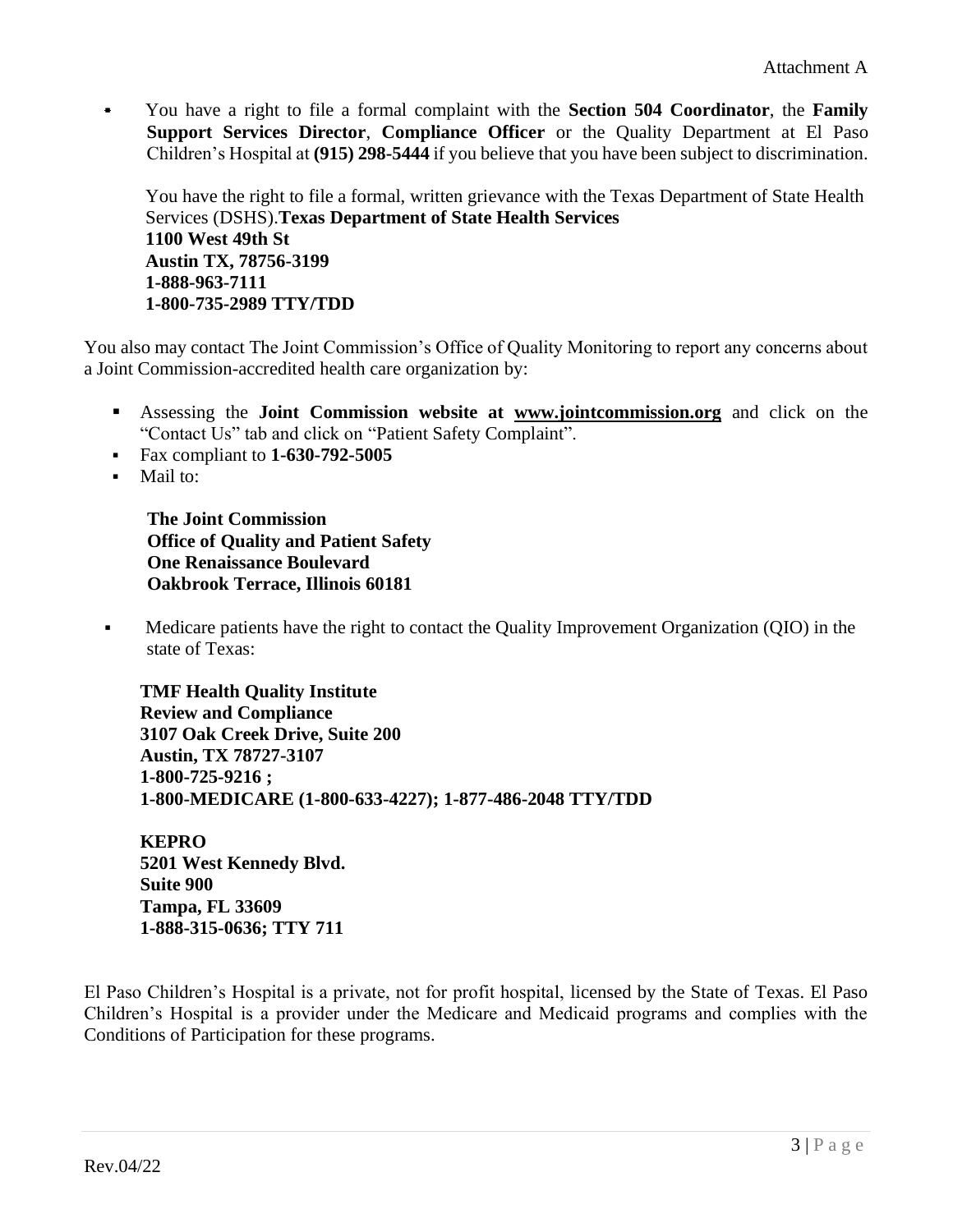- You have a right to file a formal complaint with the **Section 504 Coordinator**, the **Family Support Services Director**, **Compliance Officer** or the Quality Department at El Paso Children's Hospital at **(915) 298-5444** if you believe that you have been subject to discrimination.

  You have the right to file a formal, written grievance with the Texas Department of State Health Services (DSHS).**Texas Department of State Health Services**
  **1100 West 49th St**
  **Austin TX, 78756-3199**
  **1-888-963-7111**
  **1-800-735-2989 TTY/TDD**

You also may contact The Joint Commission's Office of Quality Monitoring to report any concerns about a Joint Commission-accredited health care organization by:

- Assessing the **Joint Commission website at www.jointcommission.org** and click on the "Contact Us" tab and click on "Patient Safety Complaint".
- Fax compliant to **1-630-792-5005**
- Mail to:

  **The Joint Commission**
  **Office of Quality and Patient Safety**
  **One Renaissance Boulevard**
  **Oakbrook Terrace, Illinois 60181**

- Medicare patients have the right to contact the Quality Improvement Organization (QIO) in the state of Texas:

  **TMF Health Quality Institute**
  **Review and Compliance**
  **3107 Oak Creek Drive, Suite 200**
  **Austin, TX 78727-3107**
  **1-800-725-9216 ;**
  **1-800-MEDICARE (1-800-633-4227); 1-877-486-2048 TTY/TDD**

  **KEPRO**
  **5201 West Kennedy Blvd.**
  **Suite 900**
  **Tampa, FL 33609**
  **1-888-315-0636; TTY 711**

El Paso Children's Hospital is a private, not for profit hospital, licensed by the State of Texas. El Paso Children's Hospital is a provider under the Medicare and Medicaid programs and complies with the Conditions of Participation for these programs.

Rev.04/22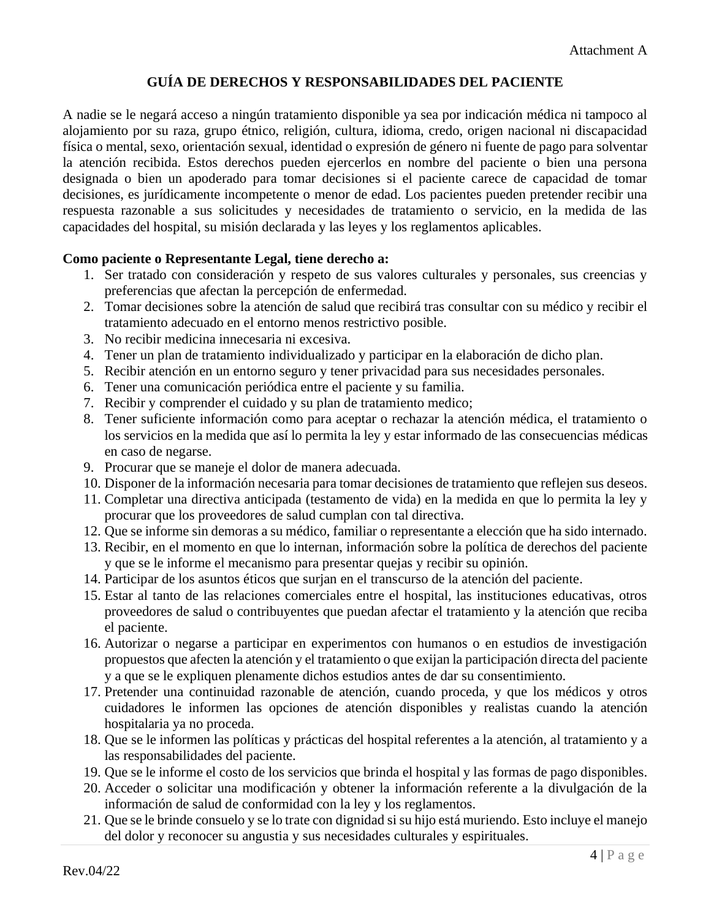Attachment A

## GUÍA DE DERECHOS Y RESPONSABILIDADES DEL PACIENTE

A nadie se le negará acceso a ningún tratamiento disponible ya sea por indicación médica ni tampoco al alojamiento por su raza, grupo étnico, religión, cultura, idioma, credo, origen nacional ni discapacidad física o mental, sexo, orientación sexual, identidad o expresión de género ni fuente de pago para solventar la atención recibida. Estos derechos pueden ejercerlos en nombre del paciente o bien una persona designada o bien un apoderado para tomar decisiones si el paciente carece de capacidad de tomar decisiones, es jurídicamente incompetente o menor de edad. Los pacientes pueden pretender recibir una respuesta razonable a sus solicitudes y necesidades de tratamiento o servicio, en la medida de las capacidades del hospital, su misión declarada y las leyes y los reglamentos aplicables.

**Como paciente o Representante Legal, tiene derecho a:**

1. Ser tratado con consideración y respeto de sus valores culturales y personales, sus creencias y preferencias que afectan la percepción de enfermedad.
2. Tomar decisiones sobre la atención de salud que recibirá tras consultar con su médico y recibir el tratamiento adecuado en el entorno menos restrictivo posible.
3. No recibir medicina innecesaria ni excesiva.
4. Tener un plan de tratamiento individualizado y participar en la elaboración de dicho plan.
5. Recibir atención en un entorno seguro y tener privacidad para sus necesidades personales.
6. Tener una comunicación periódica entre el paciente y su familia.
7. Recibir y comprender el cuidado y su plan de tratamiento medico;
8. Tener suficiente información como para aceptar o rechazar la atención médica, el tratamiento o los servicios en la medida que así lo permita la ley y estar informado de las consecuencias médicas en caso de negarse.
9. Procurar que se maneje el dolor de manera adecuada.
10. Disponer de la información necesaria para tomar decisiones de tratamiento que reflejen sus deseos.
11. Completar una directiva anticipada (testamento de vida) en la medida en que lo permita la ley y procurar que los proveedores de salud cumplan con tal directiva.
12. Que se informe sin demoras a su médico, familiar o representante a elección que ha sido internado.
13. Recibir, en el momento en que lo internan, información sobre la política de derechos del paciente y que se le informe el mecanismo para presentar quejas y recibir su opinión.
14. Participar de los asuntos éticos que surjan en el transcurso de la atención del paciente.
15. Estar al tanto de las relaciones comerciales entre el hospital, las instituciones educativas, otros proveedores de salud o contribuyentes que puedan afectar el tratamiento y la atención que reciba el paciente.
16. Autorizar o negarse a participar en experimentos con humanos o en estudios de investigación propuestos que afecten la atención y el tratamiento o que exijan la participación directa del paciente y a que se le expliquen plenamente dichos estudios antes de dar su consentimiento.
17. Pretender una continuidad razonable de atención, cuando proceda, y que los médicos y otros cuidadores le informen las opciones de atención disponibles y realistas cuando la atención hospitalaria ya no proceda.
18. Que se le informen las políticas y prácticas del hospital referentes a la atención, al tratamiento y a las responsabilidades del paciente.
19. Que se le informe el costo de los servicios que brinda el hospital y las formas de pago disponibles.
20. Acceder o solicitar una modificación y obtener la información referente a la divulgación de la información de salud de conformidad con la ley y los reglamentos.
21. Que se le brinde consuelo y se lo trate con dignidad si su hijo está muriendo. Esto incluye el manejo del dolor y reconocer su angustia y sus necesidades culturales y espirituales.

Rev.04/22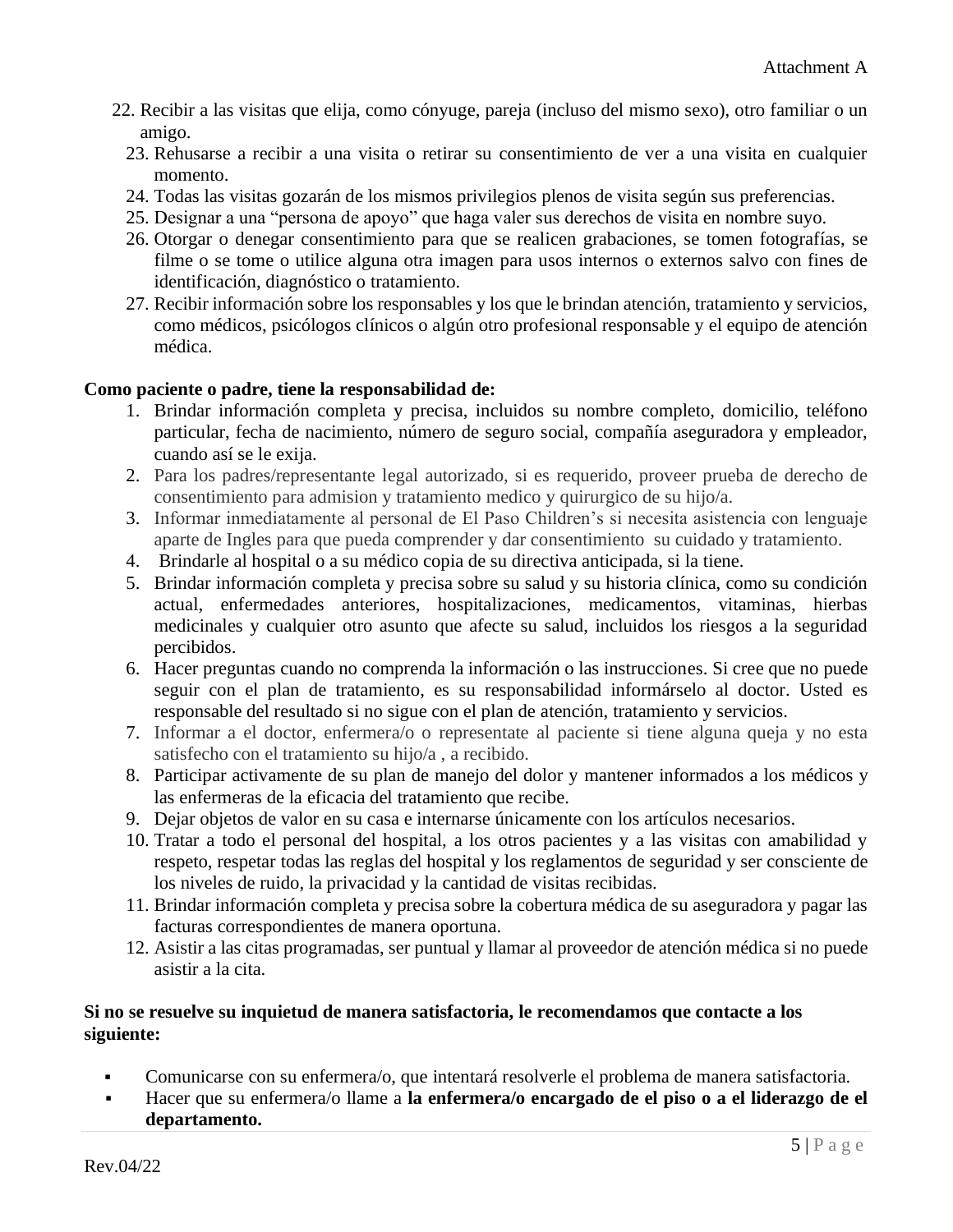22. Recibir a las visitas que elija, como cónyuge, pareja (incluso del mismo sexo), otro familiar o un amigo.
23. Rehusarse a recibir a una visita o retirar su consentimiento de ver a una visita en cualquier momento.
24. Todas las visitas gozarán de los mismos privilegios plenos de visita según sus preferencias.
25. Designar a una "persona de apoyo" que haga valer sus derechos de visita en nombre suyo.
26. Otorgar o denegar consentimiento para que se realicen grabaciones, se tomen fotografías, se filme o se tome o utilice alguna otra imagen para usos internos o externos salvo con fines de identificación, diagnóstico o tratamiento.
27. Recibir información sobre los responsables y los que le brindan atención, tratamiento y servicios, como médicos, psicólogos clínicos o algún otro profesional responsable y el equipo de atención médica.

**Como paciente o padre, tiene la responsabilidad de:**

1. Brindar información completa y precisa, incluidos su nombre completo, domicilio, teléfono particular, fecha de nacimiento, número de seguro social, compañía aseguradora y empleador, cuando así se le exija.
2. Para los padres/representante legal autorizado, si es requerido, proveer prueba de derecho de consentimiento para admision y tratamiento medico y quirurgico de su hijo/a.
3. Informar inmediatamente al personal de El Paso Children's si necesita asistencia con lenguaje aparte de Ingles para que pueda comprender y dar consentimiento su cuidado y tratamiento.
4. Brindarle al hospital o a su médico copia de su directiva anticipada, si la tiene.
5. Brindar información completa y precisa sobre su salud y su historia clínica, como su condición actual, enfermedades anteriores, hospitalizaciones, medicamentos, vitaminas, hierbas medicinales y cualquier otro asunto que afecte su salud, incluidos los riesgos a la seguridad percibidos.
6. Hacer preguntas cuando no comprenda la información o las instrucciones. Si cree que no puede seguir con el plan de tratamiento, es su responsabilidad informárselo al doctor. Usted es responsable del resultado si no sigue con el plan de atención, tratamiento y servicios.
7. Informar a el doctor, enfermera/o o representate al paciente si tiene alguna queja y no esta satisfecho con el tratamiento su hijo/a , a recibido.
8. Participar activamente de su plan de manejo del dolor y mantener informados a los médicos y las enfermeras de la eficacia del tratamiento que recibe.
9. Dejar objetos de valor en su casa e internarse únicamente con los artículos necesarios.
10. Tratar a todo el personal del hospital, a los otros pacientes y a las visitas con amabilidad y respeto, respetar todas las reglas del hospital y los reglamentos de seguridad y ser consciente de los niveles de ruido, la privacidad y la cantidad de visitas recibidas.
11. Brindar información completa y precisa sobre la cobertura médica de su aseguradora y pagar las facturas correspondientes de manera oportuna.
12. Asistir a las citas programadas, ser puntual y llamar al proveedor de atención médica si no puede asistir a la cita.

**Si no se resuelve su inquietud de manera satisfactoria, le recomendamos que contacte a los siguiente:**

- Comunicarse con su enfermera/o, que intentará resolverle el problema de manera satisfactoria.
- Hacer que su enfermera/o llame a **la enfermera/o encargado de el piso o a el liderazgo de el departamento.**

Rev.04/22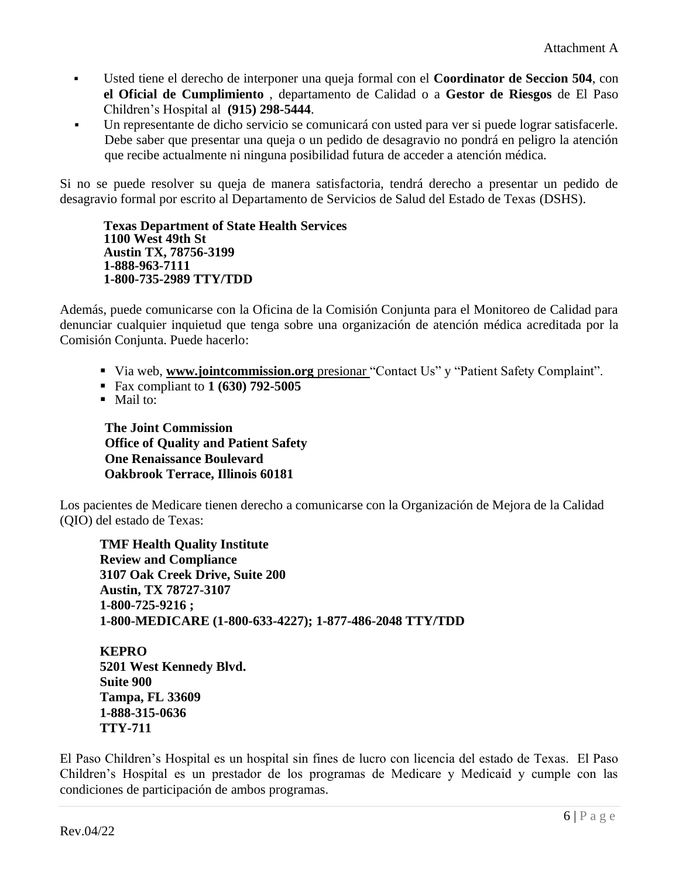- Usted tiene el derecho de interponer una queja formal con el **Coordinator de Seccion 504**, con **el Oficial de Cumplimiento** , departamento de Calidad o a **Gestor de Riesgos** de El Paso Children's Hospital al **(915) 298-5444**.
- Un representante de dicho servicio se comunicará con usted para ver si puede lograr satisfacerle. Debe saber que presentar una queja o un pedido de desagravio no pondrá en peligro la atención que recibe actualmente ni ninguna posibilidad futura de acceder a atención médica.

Si no se puede resolver su queja de manera satisfactoria, tendrá derecho a presentar un pedido de desagravio formal por escrito al Departamento de Servicios de Salud del Estado de Texas (DSHS).

**Texas Department of State Health Services**
**1100 West 49th St**
**Austin TX, 78756-3199**
**1-888-963-7111**
**1-800-735-2989 TTY/TDD**

Además, puede comunicarse con la Oficina de la Comisión Conjunta para el Monitoreo de Calidad para denunciar cualquier inquietud que tenga sobre una organización de atención médica acreditada por la Comisión Conjunta. Puede hacerlo:

- Via web, **www.jointcommission.org** presionar "Contact Us" y "Patient Safety Complaint".
- Fax compliant to **1 (630) 792-5005**
- Mail to:

**The Joint Commission**
**Office of Quality and Patient Safety**
**One Renaissance Boulevard**
**Oakbrook Terrace, Illinois 60181**

Los pacientes de Medicare tienen derecho a comunicarse con la Organización de Mejora de la Calidad (QIO) del estado de Texas:

**TMF Health Quality Institute**
**Review and Compliance**
**3107 Oak Creek Drive, Suite 200**
**Austin, TX 78727-3107**
**1-800-725-9216 ;**
**1-800-MEDICARE (1-800-633-4227); 1-877-486-2048 TTY/TDD**

**KEPRO**
**5201 West Kennedy Blvd.**
**Suite 900**
**Tampa, FL 33609**
**1-888-315-0636**
**TTY-711**

El Paso Children's Hospital es un hospital sin fines de lucro con licencia del estado de Texas. El Paso Children's Hospital es un prestador de los programas de Medicare y Medicaid y cumple con las condiciones de participación de ambos programas.